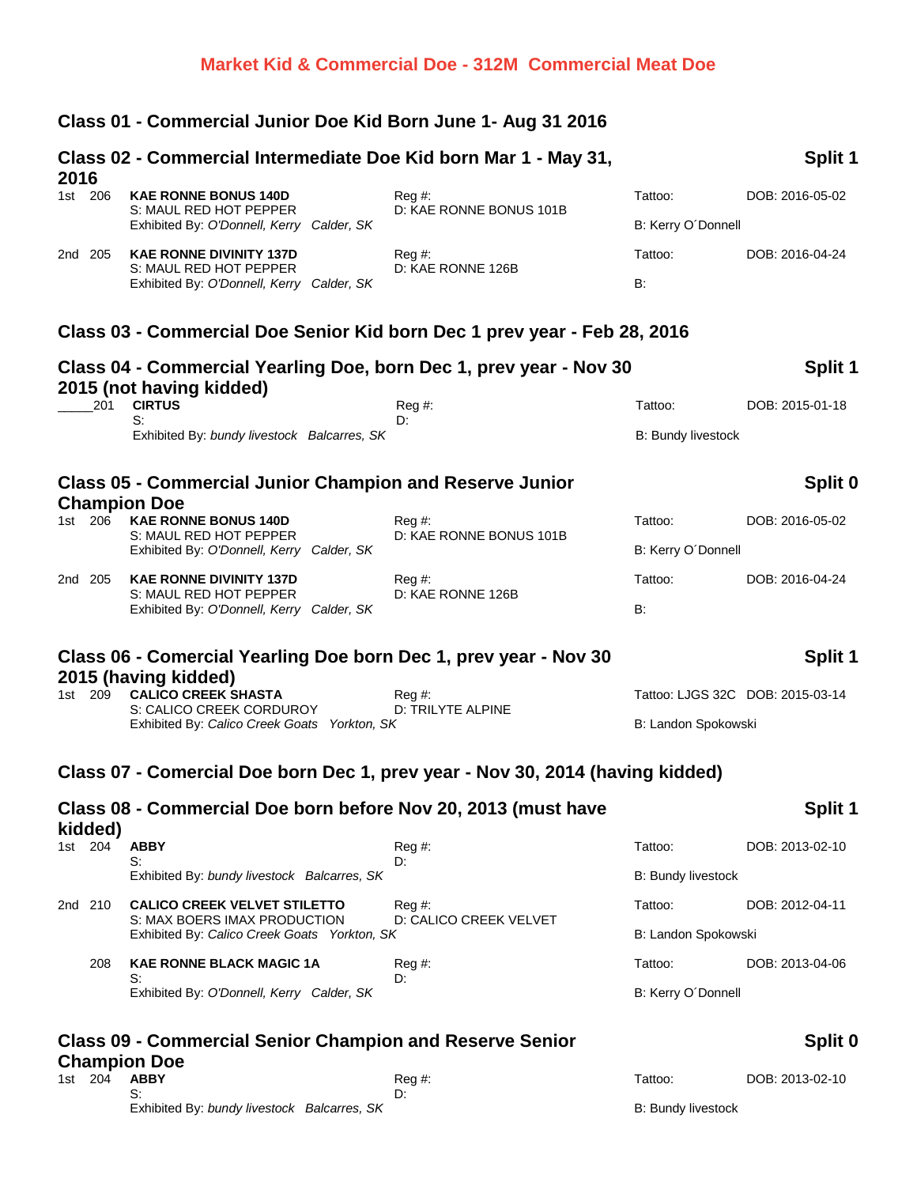# Market Kid & Commercial Doe - 312M Commercial Meat Doe

## Class 01 - Commercial Junior Doe Kid Born June 1- Aug 31 2016

## Class 02 - Commercial Intermediate Doe Kid born Mar 1 - May 31, 2016 — Split 1

1st 206 **KAE RONNE BONUS 140D** — Reg #: — Tattoo: — DOB: 2016-05-02
S: MAUL RED HOT PEPPER — D: KAE RONNE BONUS 101B
Exhibited By: *O'Donnell, Kerry* *Calder, SK* — B: Kerry O´Donnell

2nd 205 **KAE RONNE DIVINITY 137D** — Reg #: — Tattoo: — DOB: 2016-04-24
S: MAUL RED HOT PEPPER — D: KAE RONNE 126B
Exhibited By: *O'Donnell, Kerry* *Calder, SK* — B:

## Class 03 - Commercial Doe Senior Kid born Dec 1 prev year - Feb 28, 2016

## Class 04 - Commercial Yearling Doe, born Dec 1, prev year - Nov 30 2015 (not having kidded) — Split 1

_____201 **CIRTUS** — Reg #: — Tattoo: — DOB: 2015-01-18
S: — D:
Exhibited By: *bundy livestock* *Balcarres, SK* — B: Bundy livestock

## Class 05 - Commercial Junior Champion and Reserve Junior Champion Doe — Split 0

1st 206 **KAE RONNE BONUS 140D** — Reg #: — Tattoo: — DOB: 2016-05-02
S: MAUL RED HOT PEPPER — D: KAE RONNE BONUS 101B
Exhibited By: *O'Donnell, Kerry* *Calder, SK* — B: Kerry O´Donnell

2nd 205 **KAE RONNE DIVINITY 137D** — Reg #: — Tattoo: — DOB: 2016-04-24
S: MAUL RED HOT PEPPER — D: KAE RONNE 126B
Exhibited By: *O'Donnell, Kerry* *Calder, SK* — B:

## Class 06 - Comercial Yearling Doe born Dec 1, prev year - Nov 30 2015 (having kidded) — Split 1

1st 209 **CALICO CREEK SHASTA** — Reg #: — Tattoo: LJGS 32C — DOB: 2015-03-14
S: CALICO CREEK CORDUROY — D: TRILYTE ALPINE
Exhibited By: *Calico Creek Goats* *Yorkton, SK* — B: Landon Spokowski

## Class 07 - Comercial Doe born Dec 1, prev year - Nov 30, 2014 (having kidded)

## Class 08 - Commercial Doe born before Nov 20, 2013 (must have kidded) — Split 1

1st 204 **ABBY** — Reg #: — Tattoo: — DOB: 2013-02-10
S: — D:
Exhibited By: *bundy livestock* *Balcarres, SK* — B: Bundy livestock

2nd 210 **CALICO CREEK VELVET STILETTO** — Reg #: — Tattoo: — DOB: 2012-04-11
S: MAX BOERS IMAX PRODUCTION — D: CALICO CREEK VELVET
Exhibited By: *Calico Creek Goats* *Yorkton, SK* — B: Landon Spokowski

208 **KAE RONNE BLACK MAGIC 1A** — Reg #: — Tattoo: — DOB: 2013-04-06
S: — D:
Exhibited By: *O'Donnell, Kerry* *Calder, SK* — B: Kerry O´Donnell

## Class 09 - Commercial Senior Champion and Reserve Senior Champion Doe — Split 0

1st 204 **ABBY** — Reg #: — Tattoo: — DOB: 2013-02-10
S: — D:
Exhibited By: *bundy livestock* *Balcarres, SK* — B: Bundy livestock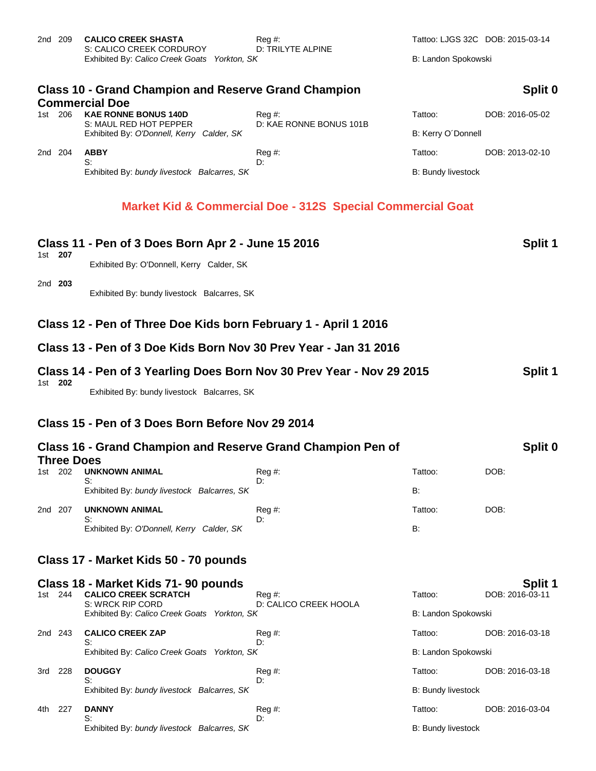2nd 209 **CALICO CREEK SHASTA** Reg #: Tattoo: LJGS 32C DOB: 2015-03-14
S: CALICO CREEK CORDUROY D: TRILYTE ALPINE
Exhibited By: *Calico Creek Goats Yorkton, SK* B: Landon Spokowski

## Class 10 - Grand Champion and Reserve Grand Champion Commercial Doe

**Split 0**

1st 206 **KAE RONNE BONUS 140D** Reg #: Tattoo: DOB: 2016-05-02
S: MAUL RED HOT PEPPER D: KAE RONNE BONUS 101B
Exhibited By: *O'Donnell, Kerry Calder, SK* B: Kerry O´Donnell

2nd 204 **ABBY** Reg #: Tattoo: DOB: 2013-02-10
S: D:
Exhibited By: *bundy livestock Balcarres, SK* B: Bundy livestock

## Market Kid & Commercial Doe - 312S Special Commercial Goat

## Class 11 - Pen of 3 Does Born Apr 2 - June 15 2016

**Split 1**

1st **207**
Exhibited By: O'Donnell, Kerry Calder, SK

2nd **203**
Exhibited By: bundy livestock Balcarres, SK

## Class 12 - Pen of Three Doe Kids born February 1 - April 1 2016

## Class 13 - Pen of 3 Doe Kids Born Nov 30 Prev Year - Jan 31 2016

## Class 14 - Pen of 3 Yearling Does Born Nov 30 Prev Year - Nov 29 2015

**Split 1**

1st **202**
Exhibited By: bundy livestock Balcarres, SK

## Class 15 - Pen of 3 Does Born Before Nov 29 2014

## Class 16 - Grand Champion and Reserve Grand Champion Pen of Three Does

**Split 0**

1st 202 **UNKNOWN ANIMAL** Reg #: Tattoo: DOB:
S: D:
Exhibited By: *bundy livestock Balcarres, SK* B:

2nd 207 **UNKNOWN ANIMAL** Reg #: Tattoo: DOB:
S: D:
Exhibited By: *O'Donnell, Kerry Calder, SK* B:

## Class 17 - Market Kids 50 - 70 pounds

## Class 18 - Market Kids 71- 90 pounds

**Split 1**

1st 244 **CALICO CREEK SCRATCH** Reg #: Tattoo: DOB: 2016-03-11
S: WRCK RIP CORD D: CALICO CREEK HOOLA
Exhibited By: *Calico Creek Goats Yorkton, SK* B: Landon Spokowski

2nd 243 **CALICO CREEK ZAP** Reg #: Tattoo: DOB: 2016-03-18
S: D:
Exhibited By: *Calico Creek Goats Yorkton, SK* B: Landon Spokowski

3rd 228 **DOUGGY** Reg #: Tattoo: DOB: 2016-03-18
S: D:
Exhibited By: *bundy livestock Balcarres, SK* B: Bundy livestock

4th 227 **DANNY** Reg #: Tattoo: DOB: 2016-03-04
S: D:
Exhibited By: *bundy livestock Balcarres, SK* B: Bundy livestock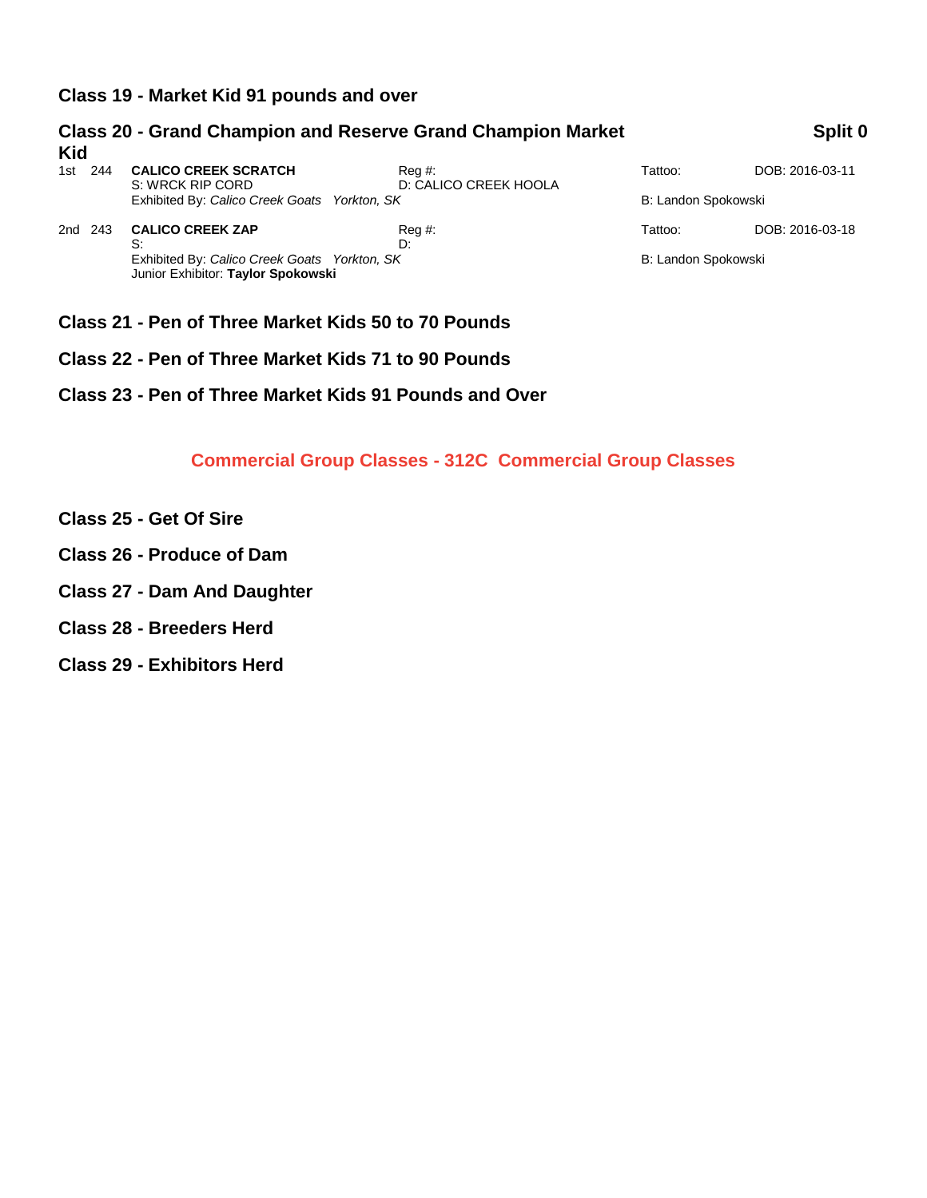### Class 19 - Market Kid 91 pounds and over

### Class 20 - Grand Champion and Reserve Grand Champion Market Kid — Split 0

| | | | | | |
|---|---|---|---|---|---|
| 1st | 244 | **CALICO CREEK SCRATCH**<br>S: WRCK RIP CORD<br>Exhibited By: *Calico Creek Goats Yorkton, SK* | Reg #:<br>D: CALICO CREEK HOOLA | Tattoo:<br>B: Landon Spokowski | DOB: 2016-03-11 |
| 2nd | 243 | **CALICO CREEK ZAP**<br>S:<br>Exhibited By: *Calico Creek Goats Yorkton, SK*<br>Junior Exhibitor: **Taylor Spokowski** | Reg #:<br>D: | Tattoo:<br>B: Landon Spokowski | DOB: 2016-03-18 |

### Class 21 - Pen of Three Market Kids 50 to 70 Pounds

### Class 22 - Pen of Three Market Kids 71 to 90 Pounds

### Class 23 - Pen of Three Market Kids 91 Pounds and Over

## Commercial Group Classes - 312C Commercial Group Classes

### Class 25 - Get Of Sire

### Class 26 - Produce of Dam

### Class 27 - Dam And Daughter

### Class 28 - Breeders Herd

### Class 29 - Exhibitors Herd